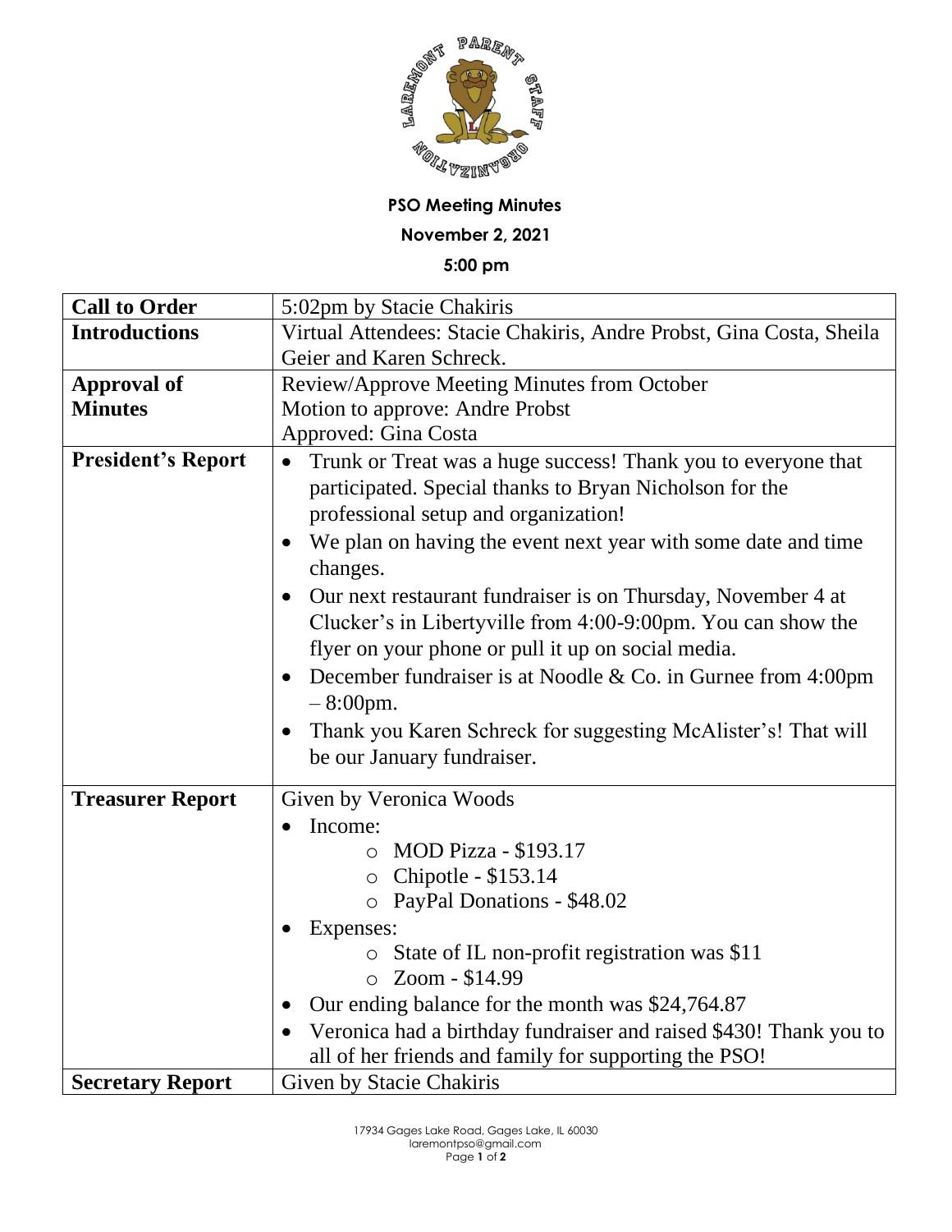**PSO Meeting Minutes**

**November 2, 2021**

**5:00 pm**

| | |
|---|---|
| **Call to Order** | 5:02pm by Stacie Chakiris |
| **Introductions** | Virtual Attendees: Stacie Chakiris, Andre Probst, Gina Costa, Sheila Geier and Karen Schreck. |
| **Approval of Minutes** | Review/Approve Meeting Minutes from October<br>Motion to approve: Andre Probst<br>Approved: Gina Costa |
| **President's Report** | • Trunk or Treat was a huge success! Thank you to everyone that participated. Special thanks to Bryan Nicholson for the professional setup and organization!<br>• We plan on having the event next year with some date and time changes.<br>• Our next restaurant fundraiser is on Thursday, November 4 at Clucker's in Libertyville from 4:00-9:00pm. You can show the flyer on your phone or pull it up on social media.<br>• December fundraiser is at Noodle & Co. in Gurnee from 4:00pm – 8:00pm.<br>• Thank you Karen Schreck for suggesting McAlister's! That will be our January fundraiser. |
| **Treasurer Report** | Given by Veronica Woods<br>• Income:<br>  ○ MOD Pizza - $193.17<br>  ○ Chipotle - $153.14<br>  ○ PayPal Donations - $48.02<br>• Expenses:<br>  ○ State of IL non-profit registration was $11<br>  ○ Zoom - $14.99<br>• Our ending balance for the month was $24,764.87<br>• Veronica had a birthday fundraiser and raised $430! Thank you to all of her friends and family for supporting the PSO! |
| **Secretary Report** | Given by Stacie Chakiris |

17934 Gages Lake Road, Gages Lake, IL 60030
laremontpso@gmail.com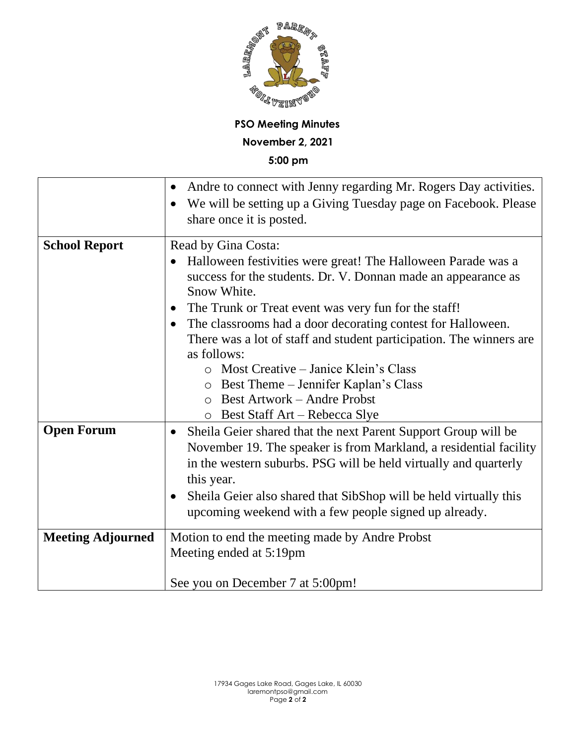**PSO Meeting Minutes**

**November 2, 2021**

**5:00 pm**

| | |
|---|---|
| | • Andre to connect with Jenny regarding Mr. Rogers Day activities.<br>• We will be setting up a Giving Tuesday page on Facebook. Please share once it is posted. |
| **School Report** | Read by Gina Costa:<br>• Halloween festivities were great! The Halloween Parade was a success for the students. Dr. V. Donnan made an appearance as Snow White.<br>• The Trunk or Treat event was very fun for the staff!<br>• The classrooms had a door decorating contest for Halloween. There was a lot of staff and student participation. The winners are as follows:<br>  ○ Most Creative – Janice Klein's Class<br>  ○ Best Theme – Jennifer Kaplan's Class<br>  ○ Best Artwork – Andre Probst<br>  ○ Best Staff Art – Rebecca Slye |
| **Open Forum** | • Sheila Geier shared that the next Parent Support Group will be November 19. The speaker is from Markland, a residential facility in the western suburbs. PSG will be held virtually and quarterly this year.<br>• Sheila Geier also shared that SibShop will be held virtually this upcoming weekend with a few people signed up already. |
| **Meeting Adjourned** | Motion to end the meeting made by Andre Probst<br>Meeting ended at 5:19pm<br><br>See you on December 7 at 5:00pm! |

17934 Gages Lake Road, Gages Lake, IL 60030
laremontpso@gmail.com